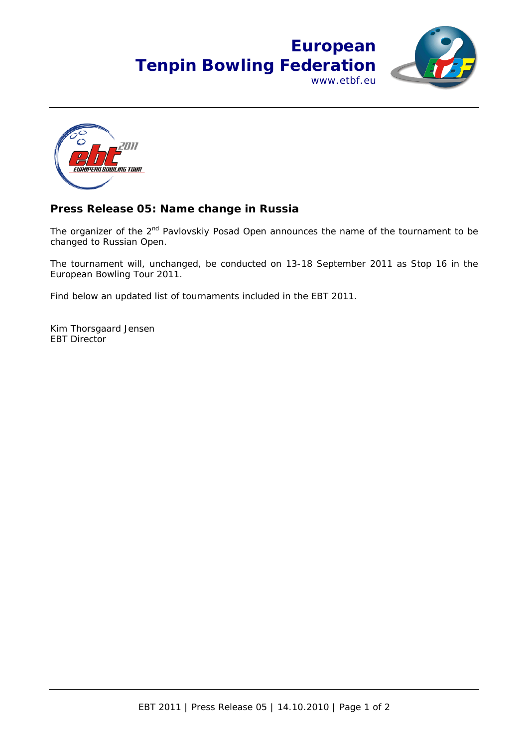# European Tenpin Bowling Federation

www.etbf.eu

## Press Release 05: Name change in Russia

The organizer of the 2nd Pavlovskiy Posad Open announces the name of the tournament to be changed to Russian Open.

The tournament will, unchanged, be conducted on 13-18 September 2011 as Stop 16 in the European Bowling Tour 2011.

Find below an updated list of tournaments included in the EBT 2011.

Kim Thorsgaard Jensen
EBT Director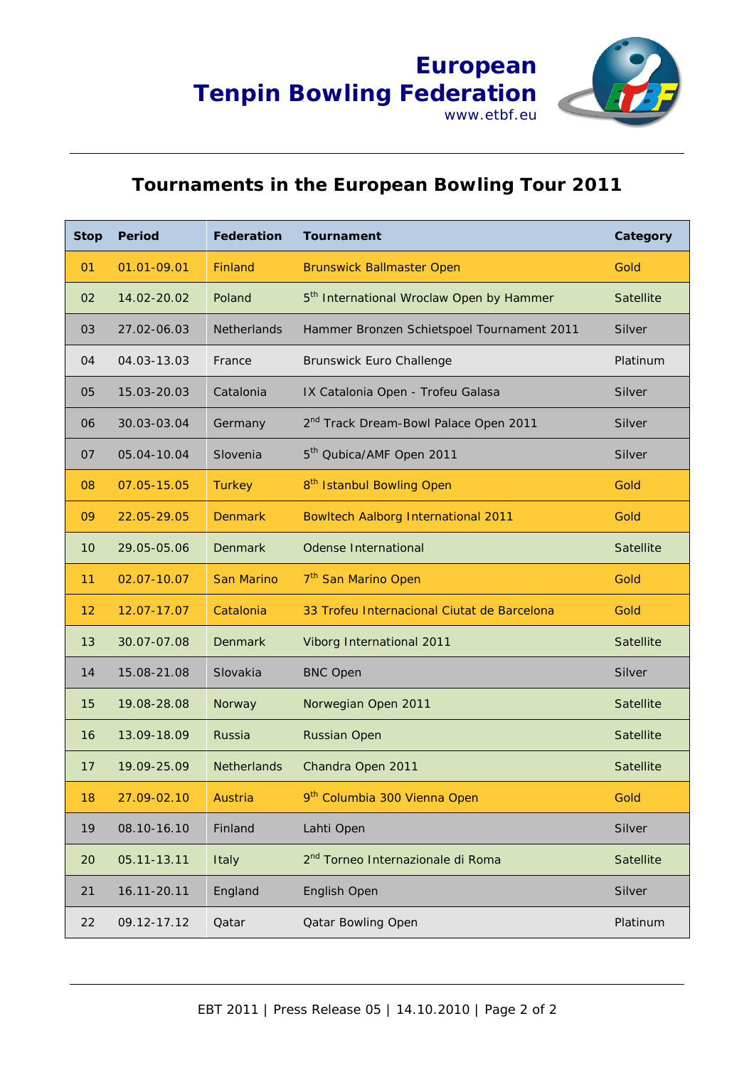European
Tenpin Bowling Federation
www.etbf.eu

# Tournaments in the European Bowling Tour 2011

| Stop | Period | Federation | Tournament | Category |
|---|---|---|---|---|
| 01 | 01.01-09.01 | Finland | Brunswick Ballmaster Open | Gold |
| 02 | 14.02-20.02 | Poland | 5th International Wroclaw Open by Hammer | Satellite |
| 03 | 27.02-06.03 | Netherlands | Hammer Bronzen Schietspoel Tournament 2011 | Silver |
| 04 | 04.03-13.03 | France | Brunswick Euro Challenge | Platinum |
| 05 | 15.03-20.03 | Catalonia | IX Catalonia Open - Trofeu Galasa | Silver |
| 06 | 30.03-03.04 | Germany | 2nd Track Dream-Bowl Palace Open 2011 | Silver |
| 07 | 05.04-10.04 | Slovenia | 5th Qubica/AMF Open 2011 | Silver |
| 08 | 07.05-15.05 | Turkey | 8th Istanbul Bowling Open | Gold |
| 09 | 22.05-29.05 | Denmark | Bowltech Aalborg International 2011 | Gold |
| 10 | 29.05-05.06 | Denmark | Odense International | Satellite |
| 11 | 02.07-10.07 | San Marino | 7th San Marino Open | Gold |
| 12 | 12.07-17.07 | Catalonia | 33 Trofeu Internacional Ciutat de Barcelona | Gold |
| 13 | 30.07-07.08 | Denmark | Viborg International 2011 | Satellite |
| 14 | 15.08-21.08 | Slovakia | BNC Open | Silver |
| 15 | 19.08-28.08 | Norway | Norwegian Open 2011 | Satellite |
| 16 | 13.09-18.09 | Russia | Russian Open | Satellite |
| 17 | 19.09-25.09 | Netherlands | Chandra Open 2011 | Satellite |
| 18 | 27.09-02.10 | Austria | 9th Columbia 300 Vienna Open | Gold |
| 19 | 08.10-16.10 | Finland | Lahti Open | Silver |
| 20 | 05.11-13.11 | Italy | 2nd Torneo Internazionale di Roma | Satellite |
| 21 | 16.11-20.11 | England | English Open | Silver |
| 22 | 09.12-17.12 | Qatar | Qatar Bowling Open | Platinum |